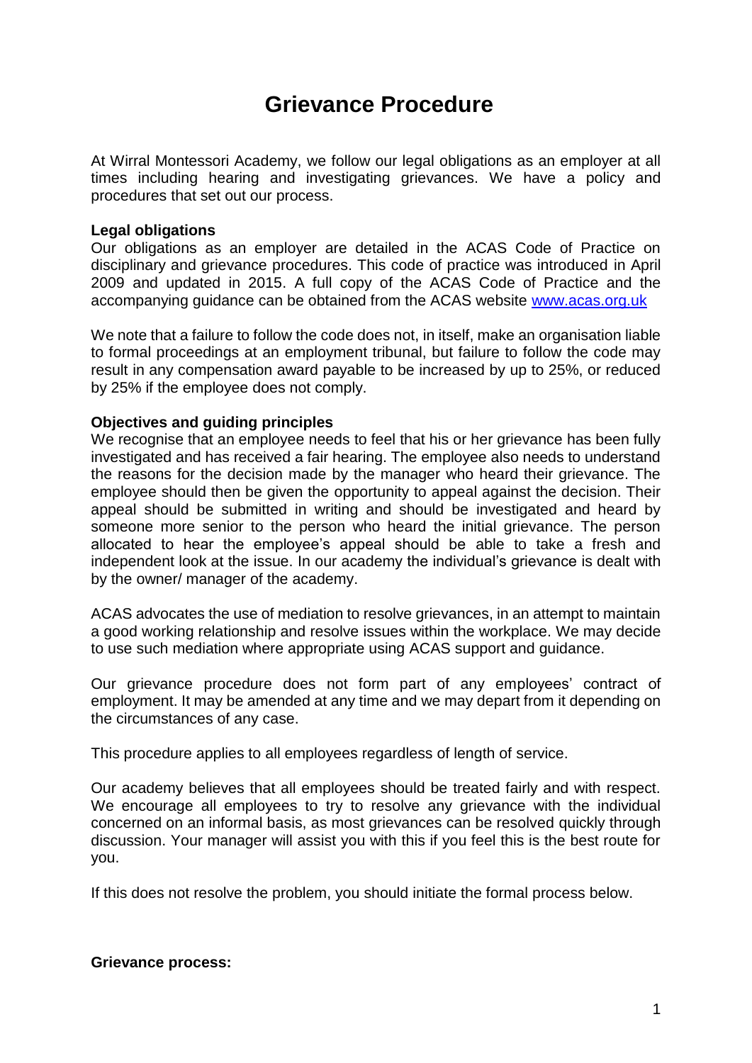# Grievance Procedure

At Wirral Montessori Academy, we follow our legal obligations as an employer at all times including hearing and investigating grievances. We have a policy and procedures that set out our process.

**Legal obligations**
Our obligations as an employer are detailed in the ACAS Code of Practice on disciplinary and grievance procedures. This code of practice was introduced in April 2009 and updated in 2015. A full copy of the ACAS Code of Practice and the accompanying guidance can be obtained from the ACAS website [www.acas.org.uk](http://www.acas.org.uk)

We note that a failure to follow the code does not, in itself, make an organisation liable to formal proceedings at an employment tribunal, but failure to follow the code may result in any compensation award payable to be increased by up to 25%, or reduced by 25% if the employee does not comply.

**Objectives and guiding principles**
We recognise that an employee needs to feel that his or her grievance has been fully investigated and has received a fair hearing. The employee also needs to understand the reasons for the decision made by the manager who heard their grievance. The employee should then be given the opportunity to appeal against the decision. Their appeal should be submitted in writing and should be investigated and heard by someone more senior to the person who heard the initial grievance. The person allocated to hear the employee's appeal should be able to take a fresh and independent look at the issue. In our academy the individual's grievance is dealt with by the owner/ manager of the academy.

ACAS advocates the use of mediation to resolve grievances, in an attempt to maintain a good working relationship and resolve issues within the workplace. We may decide to use such mediation where appropriate using ACAS support and guidance.

Our grievance procedure does not form part of any employees' contract of employment. It may be amended at any time and we may depart from it depending on the circumstances of any case.

This procedure applies to all employees regardless of length of service.

Our academy believes that all employees should be treated fairly and with respect. We encourage all employees to try to resolve any grievance with the individual concerned on an informal basis, as most grievances can be resolved quickly through discussion. Your manager will assist you with this if you feel this is the best route for you.

If this does not resolve the problem, you should initiate the formal process below.

**Grievance process:**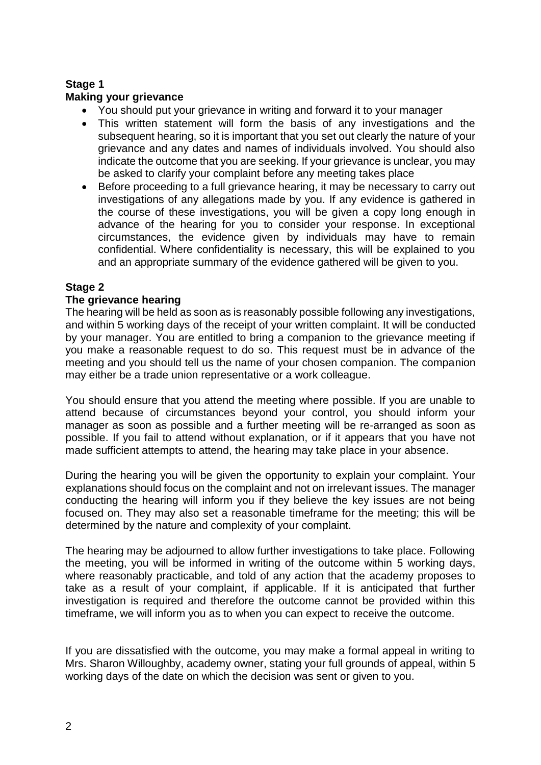**Stage 1**
**Making your grievance**

- You should put your grievance in writing and forward it to your manager
- This written statement will form the basis of any investigations and the subsequent hearing, so it is important that you set out clearly the nature of your grievance and any dates and names of individuals involved. You should also indicate the outcome that you are seeking. If your grievance is unclear, you may be asked to clarify your complaint before any meeting takes place
- Before proceeding to a full grievance hearing, it may be necessary to carry out investigations of any allegations made by you. If any evidence is gathered in the course of these investigations, you will be given a copy long enough in advance of the hearing for you to consider your response. In exceptional circumstances, the evidence given by individuals may have to remain confidential. Where confidentiality is necessary, this will be explained to you and an appropriate summary of the evidence gathered will be given to you.

**Stage 2**
**The grievance hearing**

The hearing will be held as soon as is reasonably possible following any investigations, and within 5 working days of the receipt of your written complaint. It will be conducted by your manager. You are entitled to bring a companion to the grievance meeting if you make a reasonable request to do so. This request must be in advance of the meeting and you should tell us the name of your chosen companion. The companion may either be a trade union representative or a work colleague.

You should ensure that you attend the meeting where possible. If you are unable to attend because of circumstances beyond your control, you should inform your manager as soon as possible and a further meeting will be re-arranged as soon as possible. If you fail to attend without explanation, or if it appears that you have not made sufficient attempts to attend, the hearing may take place in your absence.

During the hearing you will be given the opportunity to explain your complaint. Your explanations should focus on the complaint and not on irrelevant issues. The manager conducting the hearing will inform you if they believe the key issues are not being focused on. They may also set a reasonable timeframe for the meeting; this will be determined by the nature and complexity of your complaint.

The hearing may be adjourned to allow further investigations to take place. Following the meeting, you will be informed in writing of the outcome within 5 working days, where reasonably practicable, and told of any action that the academy proposes to take as a result of your complaint, if applicable. If it is anticipated that further investigation is required and therefore the outcome cannot be provided within this timeframe, we will inform you as to when you can expect to receive the outcome.

If you are dissatisfied with the outcome, you may make a formal appeal in writing to Mrs. Sharon Willoughby, academy owner, stating your full grounds of appeal, within 5 working days of the date on which the decision was sent or given to you.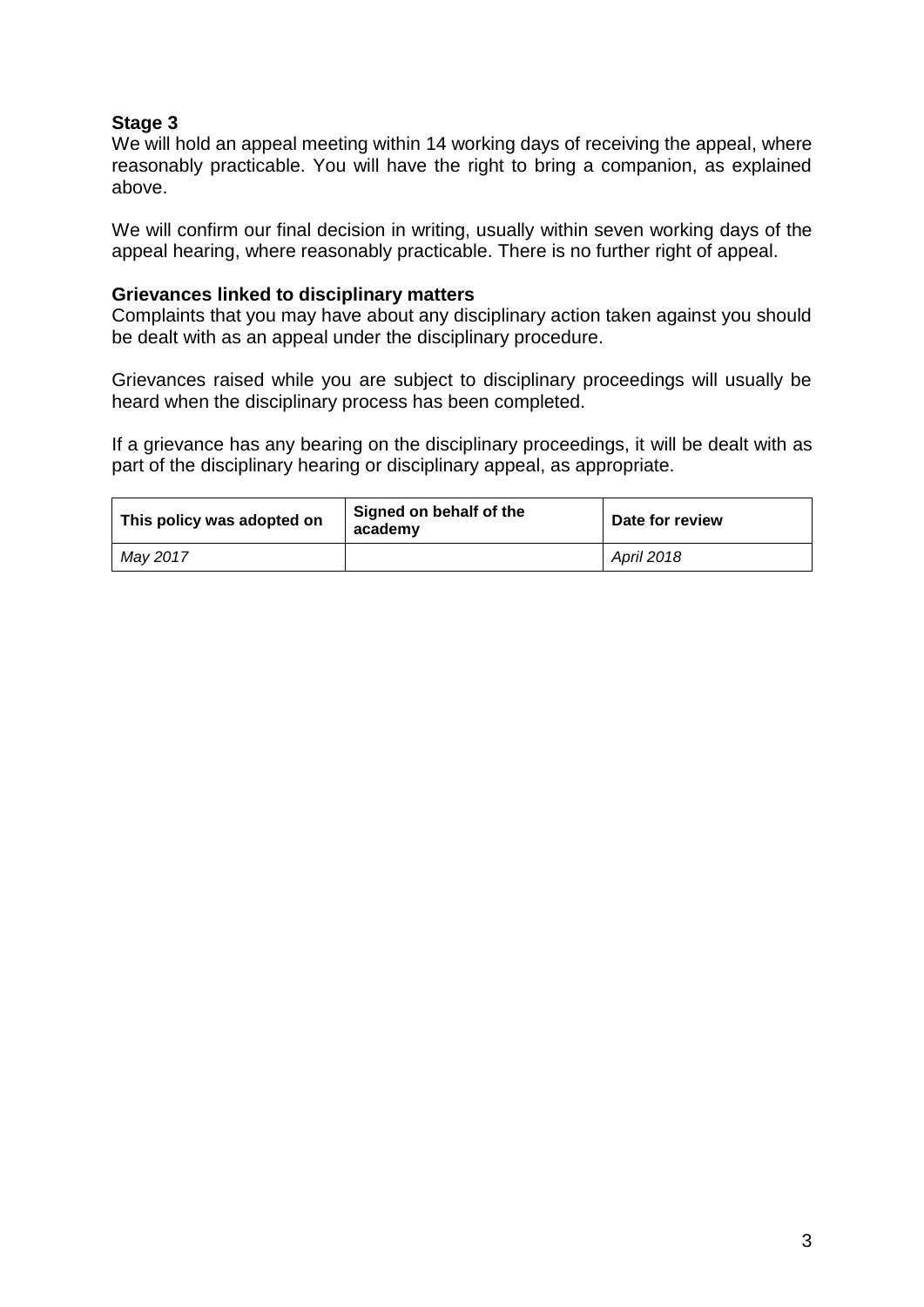**Stage 3**
We will hold an appeal meeting within 14 working days of receiving the appeal, where reasonably practicable. You will have the right to bring a companion, as explained above.

We will confirm our final decision in writing, usually within seven working days of the appeal hearing, where reasonably practicable. There is no further right of appeal.

**Grievances linked to disciplinary matters**
Complaints that you may have about any disciplinary action taken against you should be dealt with as an appeal under the disciplinary procedure.

Grievances raised while you are subject to disciplinary proceedings will usually be heard when the disciplinary process has been completed.

If a grievance has any bearing on the disciplinary proceedings, it will be dealt with as part of the disciplinary hearing or disciplinary appeal, as appropriate.

| **This policy was adopted on** | **Signed on behalf of the academy** | **Date for review** |
|---|---|---|
| *May 2017* | | *April 2018* |